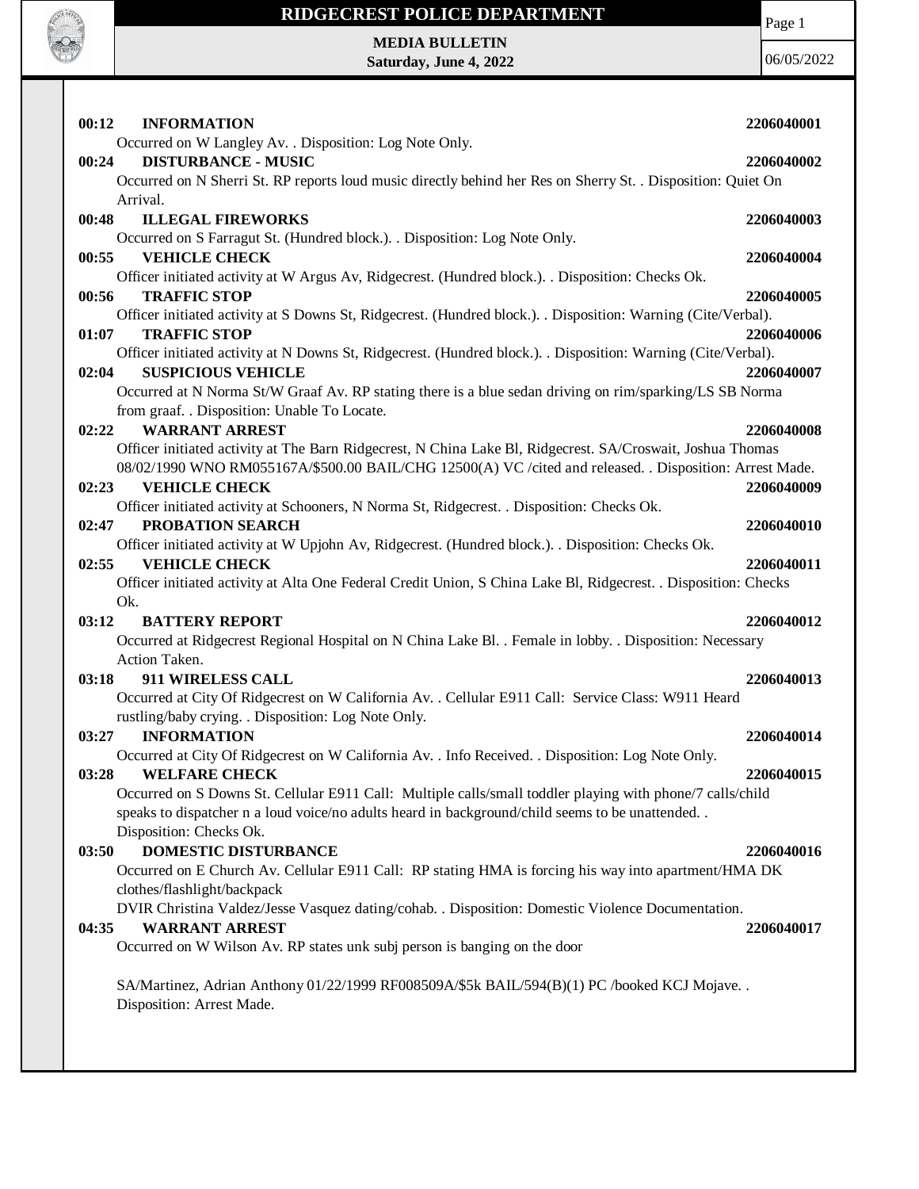# RIDGECREST POLICE DEPARTMENT

**MEDIA BULLETIN**
**Saturday, June 4, 2022**

06/05/2022

**00:12 INFORMATION** **2206040001**
Occurred on W Langley Av. . Disposition: Log Note Only.

**00:24 DISTURBANCE - MUSIC** **2206040002**
Occurred on N Sherri St. RP reports loud music directly behind her Res on Sherry St. . Disposition: Quiet On Arrival.

**00:48 ILLEGAL FIREWORKS** **2206040003**
Occurred on S Farragut St. (Hundred block.). . Disposition: Log Note Only.

**00:55 VEHICLE CHECK** **2206040004**
Officer initiated activity at W Argus Av, Ridgecrest. (Hundred block.). . Disposition: Checks Ok.

**00:56 TRAFFIC STOP** **2206040005**
Officer initiated activity at S Downs St, Ridgecrest. (Hundred block.). . Disposition: Warning (Cite/Verbal).

**01:07 TRAFFIC STOP** **2206040006**
Officer initiated activity at N Downs St, Ridgecrest. (Hundred block.). . Disposition: Warning (Cite/Verbal).

**02:04 SUSPICIOUS VEHICLE** **2206040007**
Occurred at N Norma St/W Graaf Av. RP stating there is a blue sedan driving on rim/sparking/LS SB Norma from graaf. . Disposition: Unable To Locate.

**02:22 WARRANT ARREST** **2206040008**
Officer initiated activity at The Barn Ridgecrest, N China Lake Bl, Ridgecrest. SA/Croswait, Joshua Thomas 08/02/1990 WNO RM055167A/$500.00 BAIL/CHG 12500(A) VC /cited and released. . Disposition: Arrest Made.

**02:23 VEHICLE CHECK** **2206040009**
Officer initiated activity at Schooners, N Norma St, Ridgecrest. . Disposition: Checks Ok.

**02:47 PROBATION SEARCH** **2206040010**
Officer initiated activity at W Upjohn Av, Ridgecrest. (Hundred block.). . Disposition: Checks Ok.

**02:55 VEHICLE CHECK** **2206040011**
Officer initiated activity at Alta One Federal Credit Union, S China Lake Bl, Ridgecrest. . Disposition: Checks Ok.

**03:12 BATTERY REPORT** **2206040012**
Occurred at Ridgecrest Regional Hospital on N China Lake Bl. . Female in lobby. . Disposition: Necessary Action Taken.

**03:18 911 WIRELESS CALL** **2206040013**
Occurred at City Of Ridgecrest on W California Av. . Cellular E911 Call: Service Class: W911 Heard rustling/baby crying. . Disposition: Log Note Only.

**03:27 INFORMATION** **2206040014**
Occurred at City Of Ridgecrest on W California Av. . Info Received. . Disposition: Log Note Only.

**03:28 WELFARE CHECK** **2206040015**
Occurred on S Downs St. Cellular E911 Call: Multiple calls/small toddler playing with phone/7 calls/child speaks to dispatcher n a loud voice/no adults heard in background/child seems to be unattended. . Disposition: Checks Ok.

**03:50 DOMESTIC DISTURBANCE** **2206040016**
Occurred on E Church Av. Cellular E911 Call: RP stating HMA is forcing his way into apartment/HMA DK clothes/flashlight/backpack
DVIR Christina Valdez/Jesse Vasquez dating/cohab. . Disposition: Domestic Violence Documentation.

**04:35 WARRANT ARREST** **2206040017**
Occurred on W Wilson Av. RP states unk subj person is banging on the door

SA/Martinez, Adrian Anthony 01/22/1999 RF008509A/$5k BAIL/594(B)(1) PC /booked KCJ Mojave. . Disposition: Arrest Made.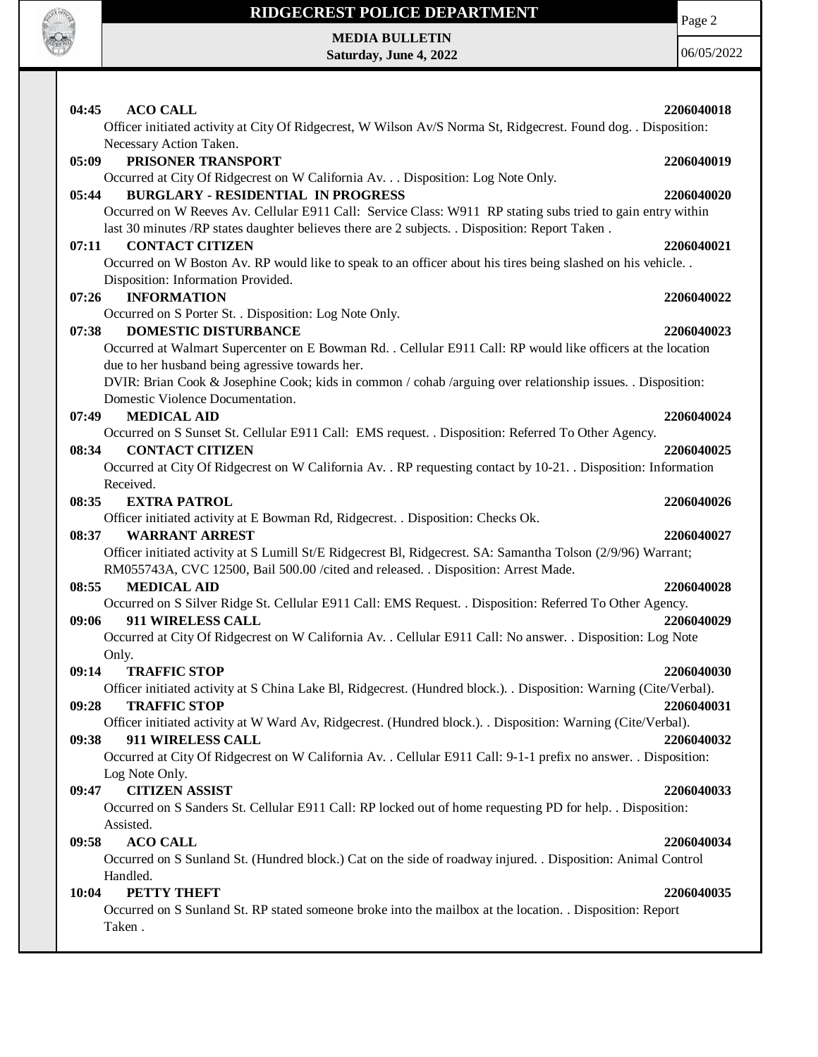**04:45 ACO CALL 2206040018**

Officer initiated activity at City Of Ridgecrest, W Wilson Av/S Norma St, Ridgecrest. Found dog. . Disposition: Necessary Action Taken.

**05:09 PRISONER TRANSPORT 2206040019**

Occurred at City Of Ridgecrest on W California Av. . . Disposition: Log Note Only.

**05:44 BURGLARY - RESIDENTIAL IN PROGRESS 2206040020**

Occurred on W Reeves Av. Cellular E911 Call: Service Class: W911 RP stating subs tried to gain entry within last 30 minutes /RP states daughter believes there are 2 subjects. . Disposition: Report Taken .

**07:11 CONTACT CITIZEN 2206040021**

Occurred on W Boston Av. RP would like to speak to an officer about his tires being slashed on his vehicle. . Disposition: Information Provided.

**07:26 INFORMATION 2206040022**

Occurred on S Porter St. . Disposition: Log Note Only.

**07:38 DOMESTIC DISTURBANCE 2206040023**

Occurred at Walmart Supercenter on E Bowman Rd. . Cellular E911 Call: RP would like officers at the location due to her husband being agressive towards her.

DVIR: Brian Cook & Josephine Cook; kids in common / cohab /arguing over relationship issues. . Disposition: Domestic Violence Documentation.

**07:49 MEDICAL AID 2206040024**

Occurred on S Sunset St. Cellular E911 Call: EMS request. . Disposition: Referred To Other Agency.

**08:34 CONTACT CITIZEN 2206040025**

Occurred at City Of Ridgecrest on W California Av. . RP requesting contact by 10-21. . Disposition: Information Received.

**08:35 EXTRA PATROL 2206040026**

Officer initiated activity at E Bowman Rd, Ridgecrest. . Disposition: Checks Ok.

**08:37 WARRANT ARREST 2206040027**

Officer initiated activity at S Lumill St/E Ridgecrest Bl, Ridgecrest. SA: Samantha Tolson (2/9/96) Warrant; RM055743A, CVC 12500, Bail 500.00 /cited and released. . Disposition: Arrest Made.

**08:55 MEDICAL AID 2206040028**

Occurred on S Silver Ridge St. Cellular E911 Call: EMS Request. . Disposition: Referred To Other Agency.

**09:06 911 WIRELESS CALL 2206040029**

Occurred at City Of Ridgecrest on W California Av. . Cellular E911 Call: No answer. . Disposition: Log Note Only.

**09:14 TRAFFIC STOP 2206040030**

Officer initiated activity at S China Lake Bl, Ridgecrest. (Hundred block.). . Disposition: Warning (Cite/Verbal).

**09:28 TRAFFIC STOP 2206040031**

Officer initiated activity at W Ward Av, Ridgecrest. (Hundred block.). . Disposition: Warning (Cite/Verbal).

**09:38 911 WIRELESS CALL 2206040032**

Occurred at City Of Ridgecrest on W California Av. . Cellular E911 Call: 9-1-1 prefix no answer. . Disposition: Log Note Only.

**09:47 CITIZEN ASSIST 2206040033**

Occurred on S Sanders St. Cellular E911 Call: RP locked out of home requesting PD for help. . Disposition: Assisted.

**09:58 ACO CALL 2206040034**

Occurred on S Sunland St. (Hundred block.) Cat on the side of roadway injured. . Disposition: Animal Control Handled.

**10:04 PETTY THEFT 2206040035**

Occurred on S Sunland St. RP stated someone broke into the mailbox at the location. . Disposition: Report Taken .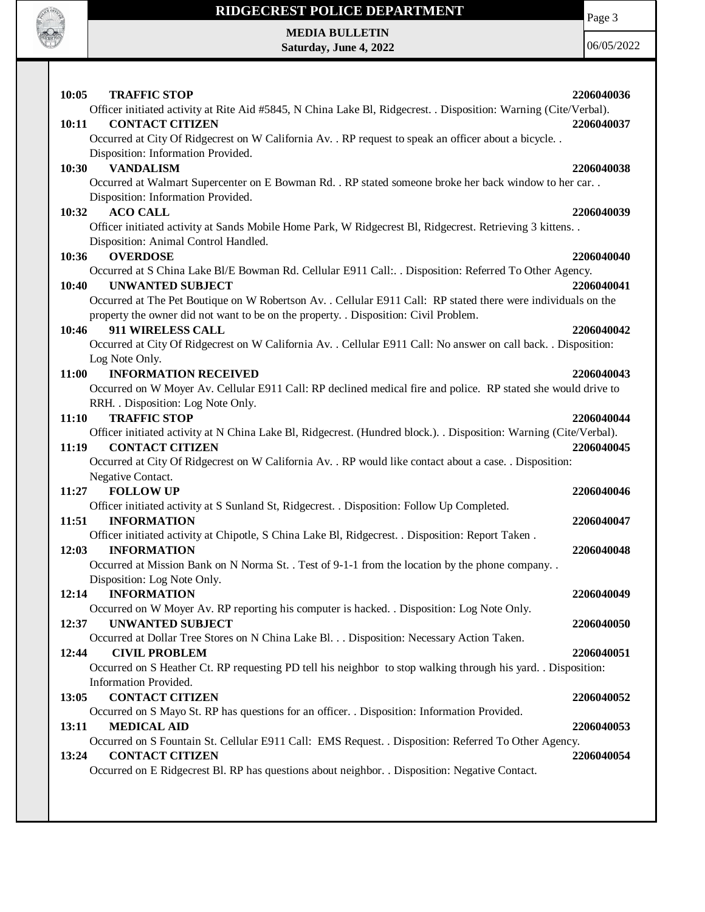**10:05 TRAFFIC STOP** **2206040036**

Officer initiated activity at Rite Aid #5845, N China Lake Bl, Ridgecrest. . Disposition: Warning (Cite/Verbal).

**10:11 CONTACT CITIZEN** **2206040037**

Occurred at City Of Ridgecrest on W California Av. . RP request to speak an officer about a bicycle. . Disposition: Information Provided.

**10:30 VANDALISM** **2206040038**

Occurred at Walmart Supercenter on E Bowman Rd. . RP stated someone broke her back window to her car. . Disposition: Information Provided.

**10:32 ACO CALL** **2206040039**

Officer initiated activity at Sands Mobile Home Park, W Ridgecrest Bl, Ridgecrest. Retrieving 3 kittens. . Disposition: Animal Control Handled.

**10:36 OVERDOSE** **2206040040**

Occurred at S China Lake Bl/E Bowman Rd. Cellular E911 Call:. . Disposition: Referred To Other Agency.

**10:40 UNWANTED SUBJECT** **2206040041**

Occurred at The Pet Boutique on W Robertson Av. . Cellular E911 Call: RP stated there were individuals on the property the owner did not want to be on the property. . Disposition: Civil Problem.

**10:46 911 WIRELESS CALL** **2206040042**

Occurred at City Of Ridgecrest on W California Av. . Cellular E911 Call: No answer on call back. . Disposition: Log Note Only.

**11:00 INFORMATION RECEIVED** **2206040043**

Occurred on W Moyer Av. Cellular E911 Call: RP declined medical fire and police. RP stated she would drive to RRH. . Disposition: Log Note Only.

**11:10 TRAFFIC STOP** **2206040044**

Officer initiated activity at N China Lake Bl, Ridgecrest. (Hundred block.). . Disposition: Warning (Cite/Verbal).

**11:19 CONTACT CITIZEN** **2206040045**

Occurred at City Of Ridgecrest on W California Av. . RP would like contact about a case. . Disposition: Negative Contact.

**11:27 FOLLOW UP** **2206040046**

Officer initiated activity at S Sunland St, Ridgecrest. . Disposition: Follow Up Completed.

**11:51 INFORMATION** **2206040047**

Officer initiated activity at Chipotle, S China Lake Bl, Ridgecrest. . Disposition: Report Taken .

**12:03 INFORMATION** **2206040048**

Occurred at Mission Bank on N Norma St. . Test of 9-1-1 from the location by the phone company. . Disposition: Log Note Only.

**12:14 INFORMATION** **2206040049**

Occurred on W Moyer Av. RP reporting his computer is hacked. . Disposition: Log Note Only.

**12:37 UNWANTED SUBJECT** **2206040050**

Occurred at Dollar Tree Stores on N China Lake Bl. . . Disposition: Necessary Action Taken.

**12:44 CIVIL PROBLEM** **2206040051**

Occurred on S Heather Ct. RP requesting PD tell his neighbor to stop walking through his yard. . Disposition: Information Provided.

**13:05 CONTACT CITIZEN** **2206040052**

Occurred on S Mayo St. RP has questions for an officer. . Disposition: Information Provided.

**13:11 MEDICAL AID** **2206040053**

Occurred on S Fountain St. Cellular E911 Call: EMS Request. . Disposition: Referred To Other Agency.

**13:24 CONTACT CITIZEN** **2206040054**

Occurred on E Ridgecrest Bl. RP has questions about neighbor. . Disposition: Negative Contact.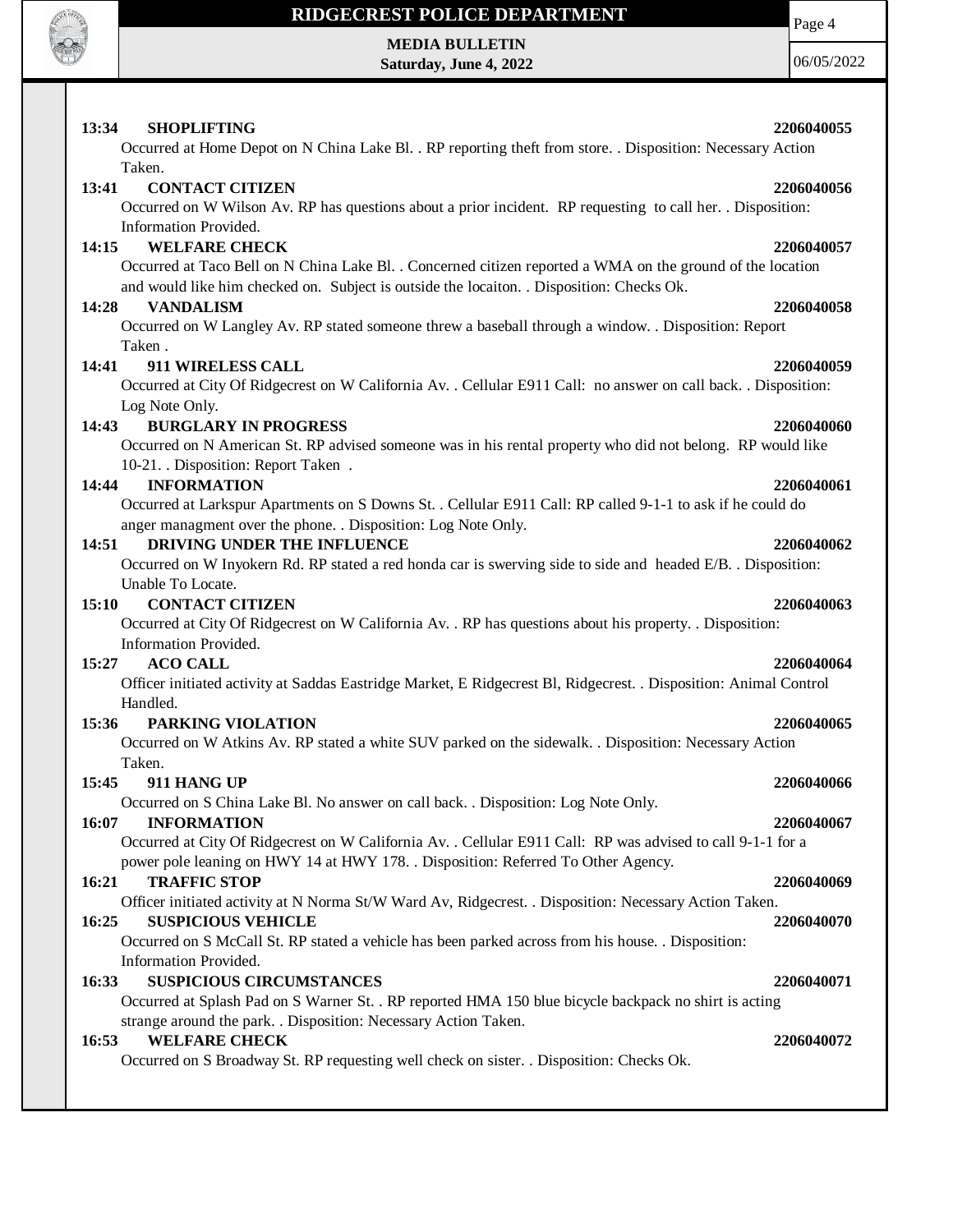**13:34 SHOPLIFTING 2206040055**

Occurred at Home Depot on N China Lake Bl. . RP reporting theft from store. . Disposition: Necessary Action Taken.

**13:41 CONTACT CITIZEN 2206040056**

Occurred on W Wilson Av. RP has questions about a prior incident. RP requesting to call her. . Disposition: Information Provided.

**14:15 WELFARE CHECK 2206040057**

Occurred at Taco Bell on N China Lake Bl. . Concerned citizen reported a WMA on the ground of the location and would like him checked on. Subject is outside the locaiton. . Disposition: Checks Ok.

**14:28 VANDALISM 2206040058**

Occurred on W Langley Av. RP stated someone threw a baseball through a window. . Disposition: Report Taken .

**14:41 911 WIRELESS CALL 2206040059**

Occurred at City Of Ridgecrest on W California Av. . Cellular E911 Call: no answer on call back. . Disposition: Log Note Only.

**14:43 BURGLARY IN PROGRESS 2206040060**

Occurred on N American St. RP advised someone was in his rental property who did not belong. RP would like 10-21. . Disposition: Report Taken .

**14:44 INFORMATION 2206040061**

Occurred at Larkspur Apartments on S Downs St. . Cellular E911 Call: RP called 9-1-1 to ask if he could do anger managment over the phone. . Disposition: Log Note Only.

**14:51 DRIVING UNDER THE INFLUENCE 2206040062**

Occurred on W Inyokern Rd. RP stated a red honda car is swerving side to side and headed E/B. . Disposition: Unable To Locate.

**15:10 CONTACT CITIZEN 2206040063**

Occurred at City Of Ridgecrest on W California Av. . RP has questions about his property. . Disposition: Information Provided.

**15:27 ACO CALL 2206040064**

Officer initiated activity at Saddas Eastridge Market, E Ridgecrest Bl, Ridgecrest. . Disposition: Animal Control Handled.

**15:36 PARKING VIOLATION 2206040065**

Occurred on W Atkins Av. RP stated a white SUV parked on the sidewalk. . Disposition: Necessary Action Taken.

**15:45 911 HANG UP 2206040066**

Occurred on S China Lake Bl. No answer on call back. . Disposition: Log Note Only.

**16:07 INFORMATION 2206040067**

Occurred at City Of Ridgecrest on W California Av. . Cellular E911 Call: RP was advised to call 9-1-1 for a power pole leaning on HWY 14 at HWY 178. . Disposition: Referred To Other Agency.

**16:21 TRAFFIC STOP 2206040069**

Officer initiated activity at N Norma St/W Ward Av, Ridgecrest. . Disposition: Necessary Action Taken.

**16:25 SUSPICIOUS VEHICLE 2206040070**

Occurred on S McCall St. RP stated a vehicle has been parked across from his house. . Disposition: Information Provided.

**16:33 SUSPICIOUS CIRCUMSTANCES 2206040071**

Occurred at Splash Pad on S Warner St. . RP reported HMA 150 blue bicycle backpack no shirt is acting strange around the park. . Disposition: Necessary Action Taken.

**16:53 WELFARE CHECK 2206040072**

Occurred on S Broadway St. RP requesting well check on sister. . Disposition: Checks Ok.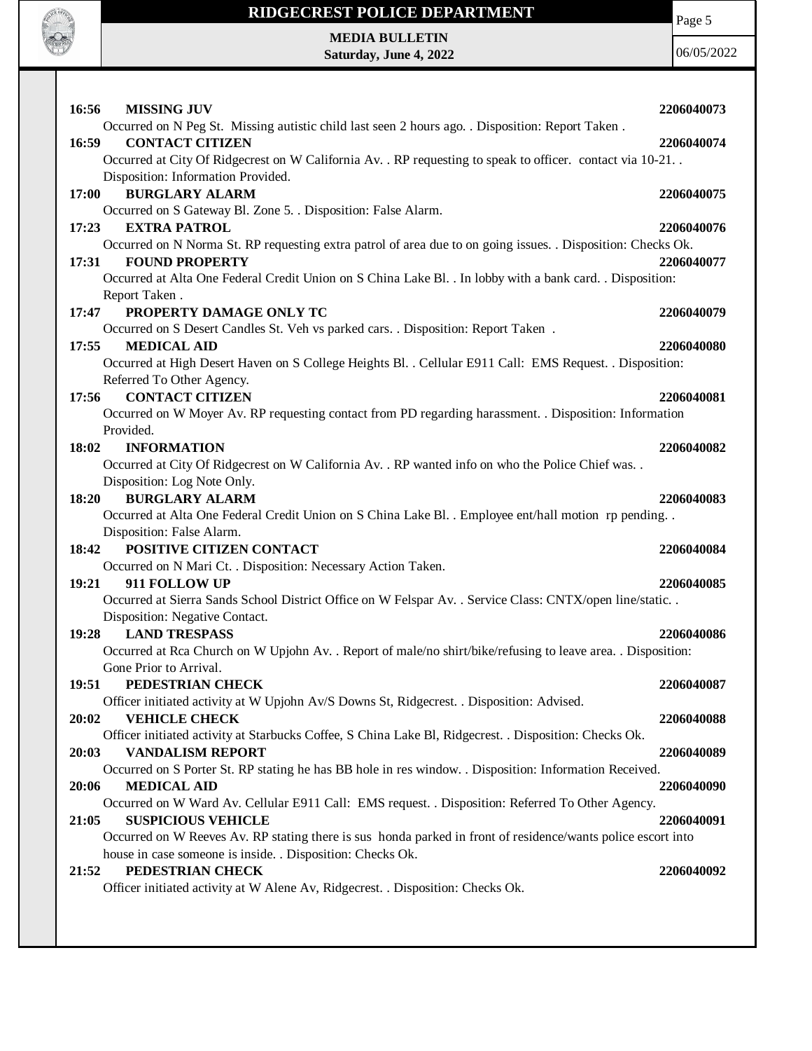**16:56 MISSING JUV** 2206040073

Occurred on N Peg St. Missing autistic child last seen 2 hours ago. . Disposition: Report Taken .

**16:59 CONTACT CITIZEN** 2206040074

Occurred at City Of Ridgecrest on W California Av. . RP requesting to speak to officer. contact via 10-21. . Disposition: Information Provided.

**17:00 BURGLARY ALARM** 2206040075

Occurred on S Gateway Bl. Zone 5. . Disposition: False Alarm.

**17:23 EXTRA PATROL** 2206040076

Occurred on N Norma St. RP requesting extra patrol of area due to on going issues. . Disposition: Checks Ok.

**17:31 FOUND PROPERTY** 2206040077

Occurred at Alta One Federal Credit Union on S China Lake Bl. . In lobby with a bank card. . Disposition: Report Taken .

**17:47 PROPERTY DAMAGE ONLY TC** 2206040079

Occurred on S Desert Candles St. Veh vs parked cars. . Disposition: Report Taken .

**17:55 MEDICAL AID** 2206040080

Occurred at High Desert Haven on S College Heights Bl. . Cellular E911 Call: EMS Request. . Disposition: Referred To Other Agency.

**17:56 CONTACT CITIZEN** 2206040081

Occurred on W Moyer Av. RP requesting contact from PD regarding harassment. . Disposition: Information Provided.

**18:02 INFORMATION** 2206040082

Occurred at City Of Ridgecrest on W California Av. . RP wanted info on who the Police Chief was. . Disposition: Log Note Only.

**18:20 BURGLARY ALARM** 2206040083

Occurred at Alta One Federal Credit Union on S China Lake Bl. . Employee ent/hall motion rp pending. . Disposition: False Alarm.

**18:42 POSITIVE CITIZEN CONTACT** 2206040084

Occurred on N Mari Ct. . Disposition: Necessary Action Taken.

**19:21 911 FOLLOW UP** 2206040085

Occurred at Sierra Sands School District Office on W Felspar Av. . Service Class: CNTX/open line/static. . Disposition: Negative Contact.

**19:28 LAND TRESPASS** 2206040086

Occurred at Rca Church on W Upjohn Av. . Report of male/no shirt/bike/refusing to leave area. . Disposition: Gone Prior to Arrival.

**19:51 PEDESTRIAN CHECK** 2206040087

Officer initiated activity at W Upjohn Av/S Downs St, Ridgecrest. . Disposition: Advised.

**20:02 VEHICLE CHECK** 2206040088

Officer initiated activity at Starbucks Coffee, S China Lake Bl, Ridgecrest. . Disposition: Checks Ok.

**20:03 VANDALISM REPORT** 2206040089

Occurred on S Porter St. RP stating he has BB hole in res window. . Disposition: Information Received.

**20:06 MEDICAL AID** 2206040090

Occurred on W Ward Av. Cellular E911 Call: EMS request. . Disposition: Referred To Other Agency.

**21:05 SUSPICIOUS VEHICLE** 2206040091

Occurred on W Reeves Av. RP stating there is sus honda parked in front of residence/wants police escort into house in case someone is inside. . Disposition: Checks Ok.

**21:52 PEDESTRIAN CHECK** 2206040092

Officer initiated activity at W Alene Av, Ridgecrest. . Disposition: Checks Ok.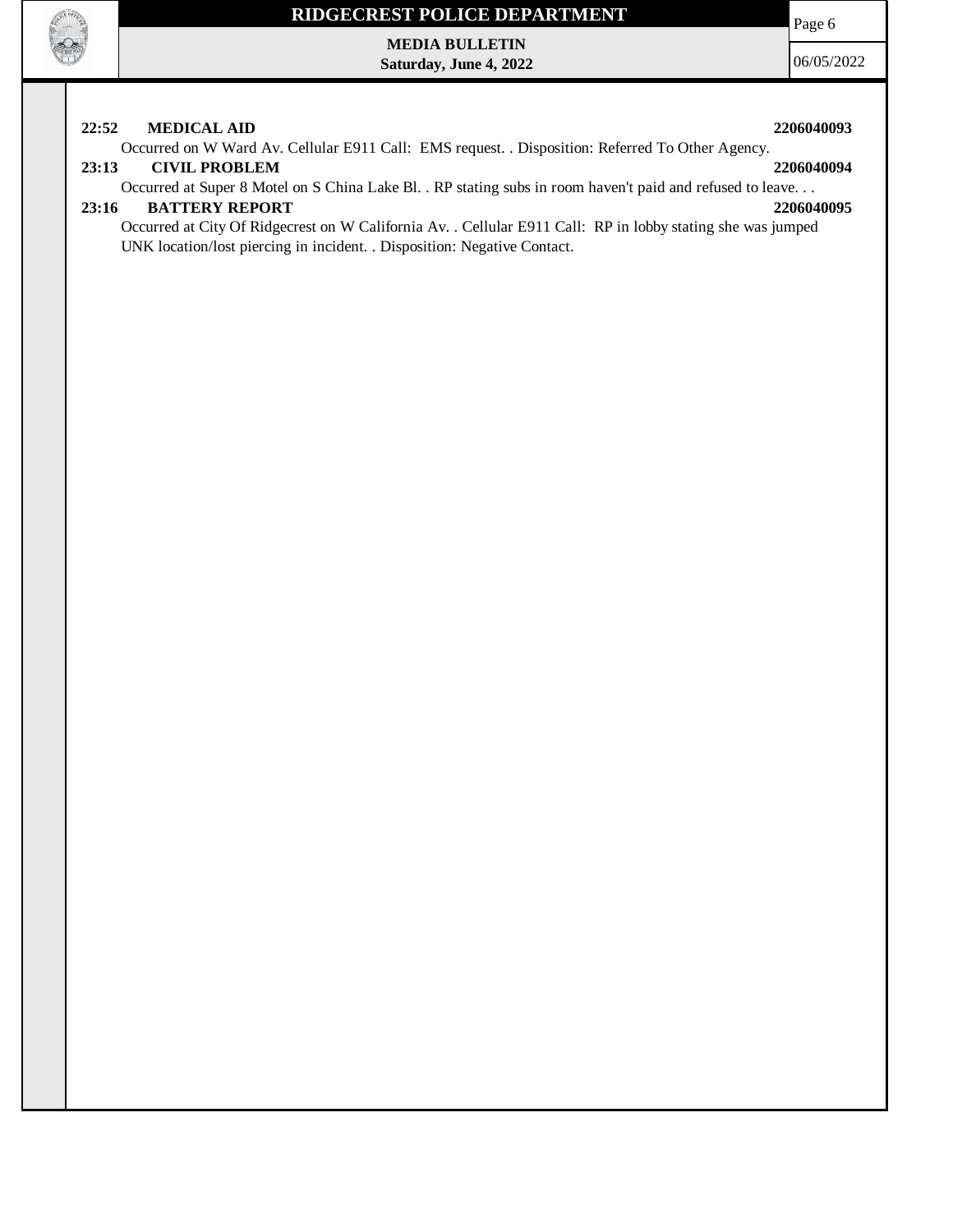**22:52 MEDICAL AID** **2206040093**

Occurred on W Ward Av. Cellular E911 Call: EMS request. . Disposition: Referred To Other Agency.

**23:13 CIVIL PROBLEM** **2206040094**

Occurred at Super 8 Motel on S China Lake Bl. . RP stating subs in room haven't paid and refused to leave. . .

**23:16 BATTERY REPORT** **2206040095**

Occurred at City Of Ridgecrest on W California Av. . Cellular E911 Call: RP in lobby stating she was jumped UNK location/lost piercing in incident. . Disposition: Negative Contact.